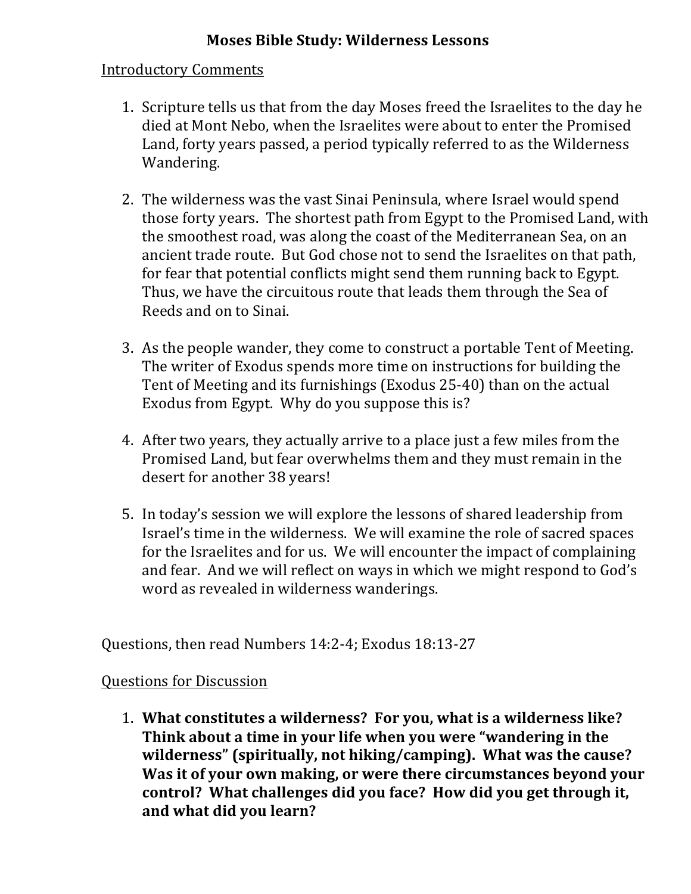# Moses Bible Study: Wilderness Lessons

## Introductory Comments

1. Scripture tells us that from the day Moses freed the Israelites to the day he died at Mont Nebo, when the Israelites were about to enter the Promised Land, forty years passed, a period typically referred to as the Wilderness Wandering.

2. The wilderness was the vast Sinai Peninsula, where Israel would spend those forty years. The shortest path from Egypt to the Promised Land, with the smoothest road, was along the coast of the Mediterranean Sea, on an ancient trade route. But God chose not to send the Israelites on that path, for fear that potential conflicts might send them running back to Egypt. Thus, we have the circuitous route that leads them through the Sea of Reeds and on to Sinai.

3. As the people wander, they come to construct a portable Tent of Meeting. The writer of Exodus spends more time on instructions for building the Tent of Meeting and its furnishings (Exodus 25-40) than on the actual Exodus from Egypt. Why do you suppose this is?

4. After two years, they actually arrive to a place just a few miles from the Promised Land, but fear overwhelms them and they must remain in the desert for another 38 years!

5. In today's session we will explore the lessons of shared leadership from Israel's time in the wilderness. We will examine the role of sacred spaces for the Israelites and for us. We will encounter the impact of complaining and fear. And we will reflect on ways in which we might respond to God's word as revealed in wilderness wanderings.

Questions, then read Numbers 14:2-4; Exodus 18:13-27

## Questions for Discussion

1. **What constitutes a wilderness? For you, what is a wilderness like? Think about a time in your life when you were "wandering in the wilderness" (spiritually, not hiking/camping). What was the cause? Was it of your own making, or were there circumstances beyond your control? What challenges did you face? How did you get through it, and what did you learn?**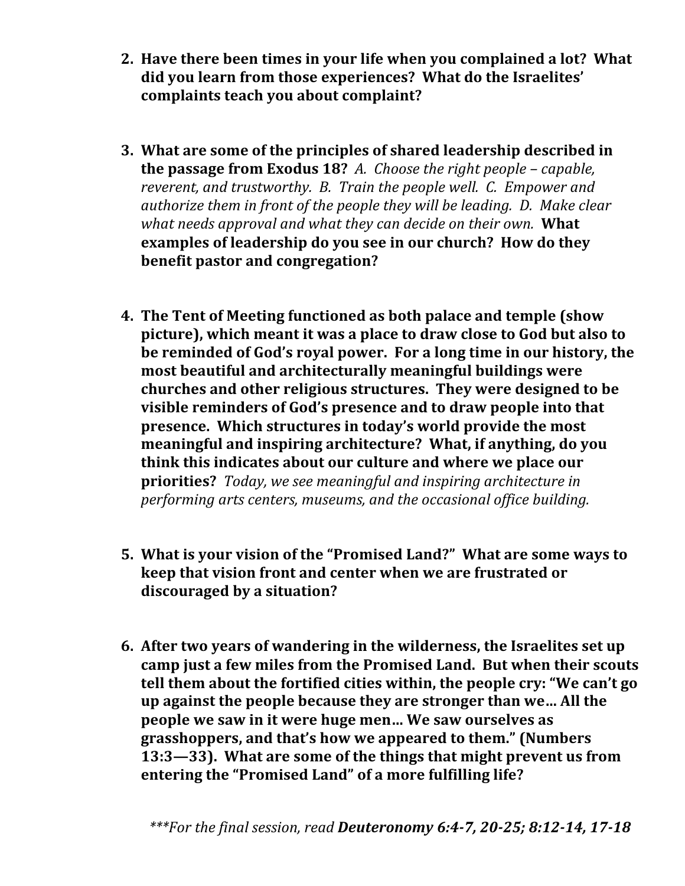2. **Have there been times in your life when you complained a lot? What did you learn from those experiences? What do the Israelites' complaints teach you about complaint?**

3. **What are some of the principles of shared leadership described in the passage from Exodus 18?** *A. Choose the right people – capable, reverent, and trustworthy. B. Train the people well. C. Empower and authorize them in front of the people they will be leading. D. Make clear what needs approval and what they can decide on their own.* **What examples of leadership do you see in our church? How do they benefit pastor and congregation?**

4. **The Tent of Meeting functioned as both palace and temple (show picture), which meant it was a place to draw close to God but also to be reminded of God's royal power. For a long time in our history, the most beautiful and architecturally meaningful buildings were churches and other religious structures. They were designed to be visible reminders of God's presence and to draw people into that presence. Which structures in today's world provide the most meaningful and inspiring architecture? What, if anything, do you think this indicates about our culture and where we place our priorities?** *Today, we see meaningful and inspiring architecture in performing arts centers, museums, and the occasional office building.*

5. **What is your vision of the "Promised Land?" What are some ways to keep that vision front and center when we are frustrated or discouraged by a situation?**

6. **After two years of wandering in the wilderness, the Israelites set up camp just a few miles from the Promised Land. But when their scouts tell them about the fortified cities within, the people cry: "We can't go up against the people because they are stronger than we… All the people we saw in it were huge men… We saw ourselves as grasshoppers, and that's how we appeared to them." (Numbers 13:3—33). What are some of the things that might prevent us from entering the "Promised Land" of a more fulfilling life?**

****For the final session, read* ***Deuteronomy 6:4-7, 20-25; 8:12-14, 17-18***